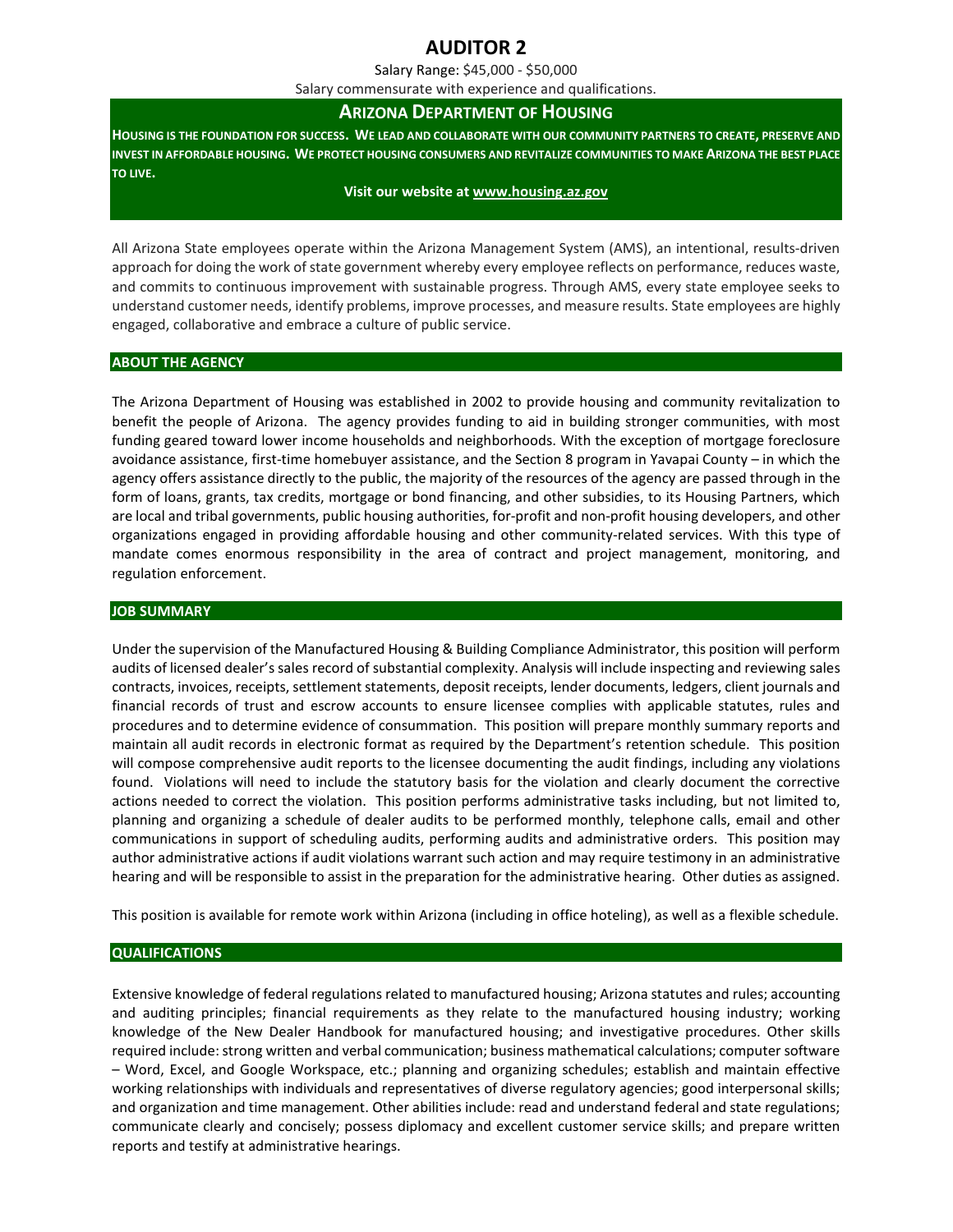# AUDITOR 2

Salary Range: $45,000 - $50,000

Salary commensurate with experience and qualifications.

## ARIZONA DEPARTMENT OF HOUSING

**HOUSING IS THE FOUNDATION FOR SUCCESS. WE LEAD AND COLLABORATE WITH OUR COMMUNITY PARTNERS TO CREATE, PRESERVE AND INVEST IN AFFORDABLE HOUSING. WE PROTECT HOUSING CONSUMERS AND REVITALIZE COMMUNITIES TO MAKE ARIZONA THE BEST PLACE TO LIVE.**

**Visit our website at www.housing.az.gov**

All Arizona State employees operate within the Arizona Management System (AMS), an intentional, results-driven approach for doing the work of state government whereby every employee reflects on performance, reduces waste, and commits to continuous improvement with sustainable progress. Through AMS, every state employee seeks to understand customer needs, identify problems, improve processes, and measure results. State employees are highly engaged, collaborative and embrace a culture of public service.

### ABOUT THE AGENCY

The Arizona Department of Housing was established in 2002 to provide housing and community revitalization to benefit the people of Arizona. The agency provides funding to aid in building stronger communities, with most funding geared toward lower income households and neighborhoods. With the exception of mortgage foreclosure avoidance assistance, first-time homebuyer assistance, and the Section 8 program in Yavapai County – in which the agency offers assistance directly to the public, the majority of the resources of the agency are passed through in the form of loans, grants, tax credits, mortgage or bond financing, and other subsidies, to its Housing Partners, which are local and tribal governments, public housing authorities, for-profit and non-profit housing developers, and other organizations engaged in providing affordable housing and other community-related services. With this type of mandate comes enormous responsibility in the area of contract and project management, monitoring, and regulation enforcement.

### JOB SUMMARY

Under the supervision of the Manufactured Housing & Building Compliance Administrator, this position will perform audits of licensed dealer's sales record of substantial complexity. Analysis will include inspecting and reviewing sales contracts, invoices, receipts, settlement statements, deposit receipts, lender documents, ledgers, client journals and financial records of trust and escrow accounts to ensure licensee complies with applicable statutes, rules and procedures and to determine evidence of consummation. This position will prepare monthly summary reports and maintain all audit records in electronic format as required by the Department's retention schedule. This position will compose comprehensive audit reports to the licensee documenting the audit findings, including any violations found. Violations will need to include the statutory basis for the violation and clearly document the corrective actions needed to correct the violation. This position performs administrative tasks including, but not limited to, planning and organizing a schedule of dealer audits to be performed monthly, telephone calls, email and other communications in support of scheduling audits, performing audits and administrative orders. This position may author administrative actions if audit violations warrant such action and may require testimony in an administrative hearing and will be responsible to assist in the preparation for the administrative hearing. Other duties as assigned.

This position is available for remote work within Arizona (including in office hoteling), as well as a flexible schedule.

### QUALIFICATIONS

Extensive knowledge of federal regulations related to manufactured housing; Arizona statutes and rules; accounting and auditing principles; financial requirements as they relate to the manufactured housing industry; working knowledge of the New Dealer Handbook for manufactured housing; and investigative procedures. Other skills required include: strong written and verbal communication; business mathematical calculations; computer software – Word, Excel, and Google Workspace, etc.; planning and organizing schedules; establish and maintain effective working relationships with individuals and representatives of diverse regulatory agencies; good interpersonal skills; and organization and time management. Other abilities include: read and understand federal and state regulations; communicate clearly and concisely; possess diplomacy and excellent customer service skills; and prepare written reports and testify at administrative hearings.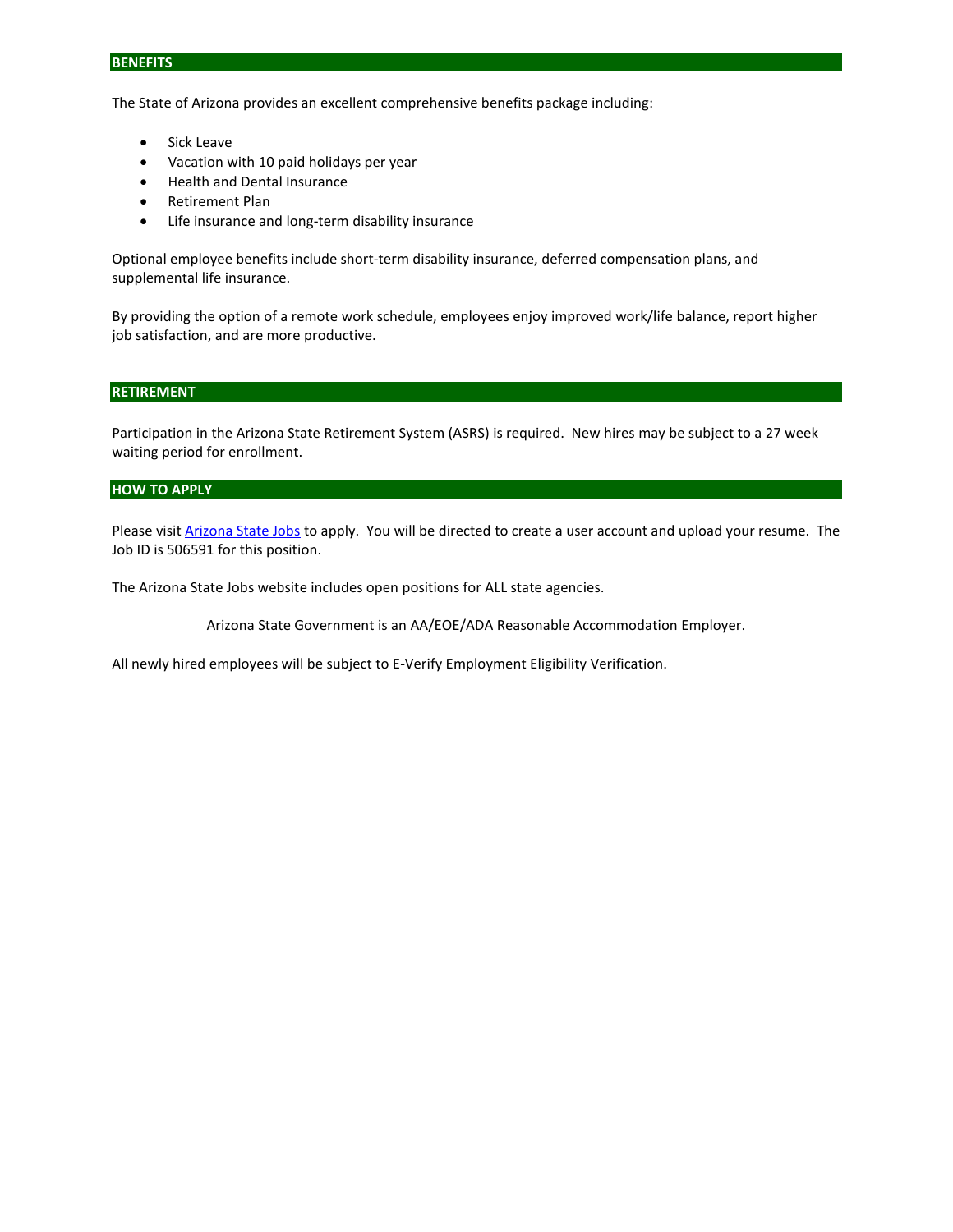## BENEFITS

The State of Arizona provides an excellent comprehensive benefits package including:

- Sick Leave
- Vacation with 10 paid holidays per year
- Health and Dental Insurance
- Retirement Plan
- Life insurance and long-term disability insurance

Optional employee benefits include short-term disability insurance, deferred compensation plans, and supplemental life insurance.

By providing the option of a remote work schedule, employees enjoy improved work/life balance, report higher job satisfaction, and are more productive.

## RETIREMENT

Participation in the Arizona State Retirement System (ASRS) is required. New hires may be subject to a 27 week waiting period for enrollment.

## HOW TO APPLY

Please visit [Arizona State Jobs] to apply. You will be directed to create a user account and upload your resume. The Job ID is 506591 for this position.

The Arizona State Jobs website includes open positions for ALL state agencies.

Arizona State Government is an AA/EOE/ADA Reasonable Accommodation Employer.

All newly hired employees will be subject to E-Verify Employment Eligibility Verification.